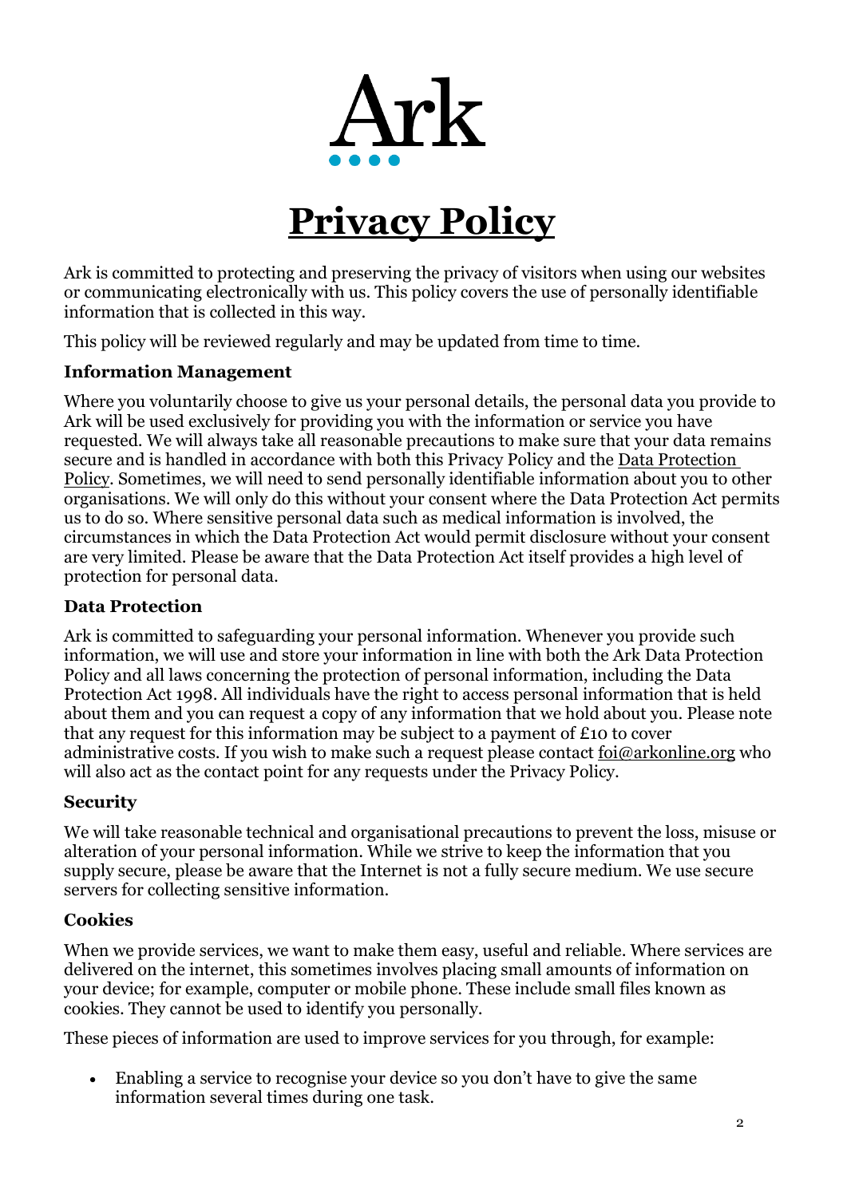Ark

# Privacy Policy

Ark is committed to protecting and preserving the privacy of visitors when using our websites or communicating electronically with us. This policy covers the use of personally identifiable information that is collected in this way.

This policy will be reviewed regularly and may be updated from time to time.

**Information Management**

Where you voluntarily choose to give us your personal details, the personal data you provide to Ark will be used exclusively for providing you with the information or service you have requested. We will always take all reasonable precautions to make sure that your data remains secure and is handled in accordance with both this Privacy Policy and the Data Protection Policy. Sometimes, we will need to send personally identifiable information about you to other organisations. We will only do this without your consent where the Data Protection Act permits us to do so. Where sensitive personal data such as medical information is involved, the circumstances in which the Data Protection Act would permit disclosure without your consent are very limited. Please be aware that the Data Protection Act itself provides a high level of protection for personal data.

**Data Protection**

Ark is committed to safeguarding your personal information. Whenever you provide such information, we will use and store your information in line with both the Ark Data Protection Policy and all laws concerning the protection of personal information, including the Data Protection Act 1998. All individuals have the right to access personal information that is held about them and you can request a copy of any information that we hold about you. Please note that any request for this information may be subject to a payment of £10 to cover administrative costs. If you wish to make such a request please contact foi@arkonline.org who will also act as the contact point for any requests under the Privacy Policy.

**Security**

We will take reasonable technical and organisational precautions to prevent the loss, misuse or alteration of your personal information. While we strive to keep the information that you supply secure, please be aware that the Internet is not a fully secure medium. We use secure servers for collecting sensitive information.

**Cookies**

When we provide services, we want to make them easy, useful and reliable. Where services are delivered on the internet, this sometimes involves placing small amounts of information on your device; for example, computer or mobile phone. These include small files known as cookies. They cannot be used to identify you personally.

These pieces of information are used to improve services for you through, for example:

- Enabling a service to recognise your device so you don't have to give the same information several times during one task.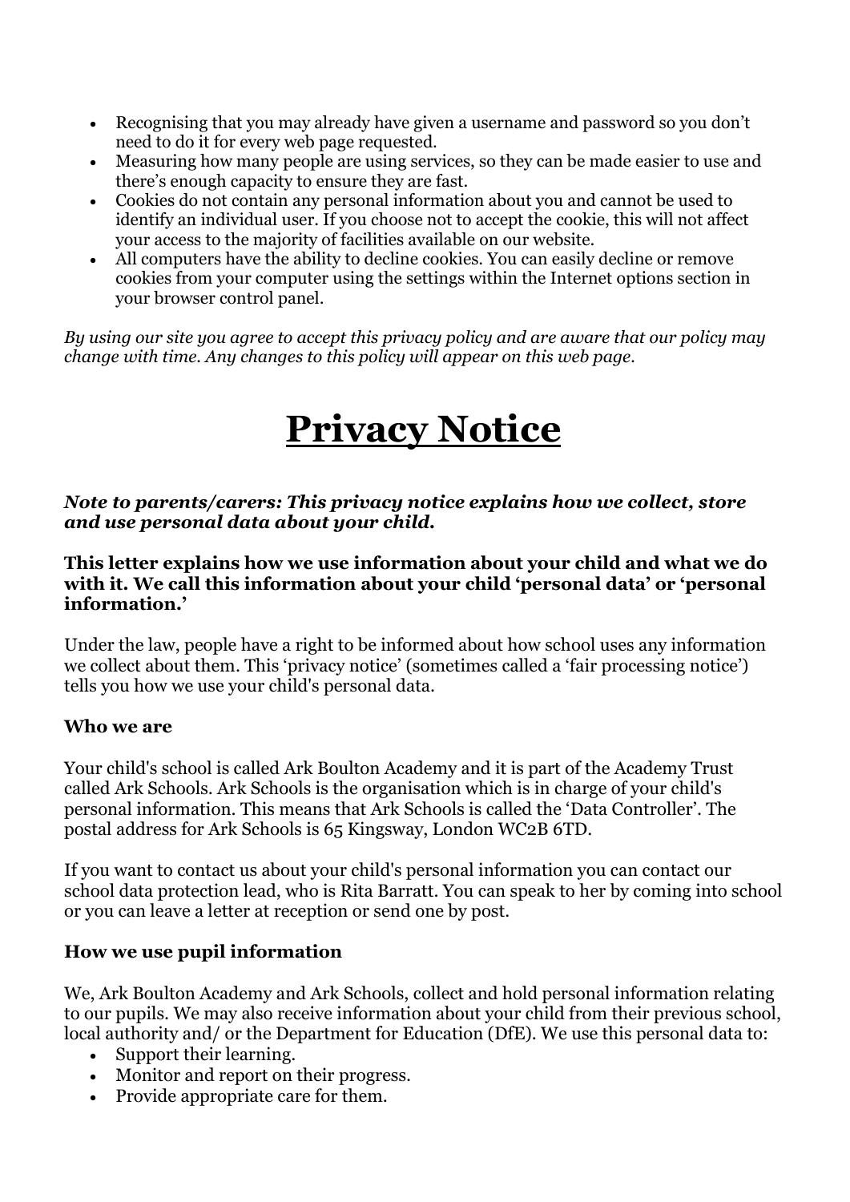- Recognising that you may already have given a username and password so you don't need to do it for every web page requested.
- Measuring how many people are using services, so they can be made easier to use and there's enough capacity to ensure they are fast.
- Cookies do not contain any personal information about you and cannot be used to identify an individual user. If you choose not to accept the cookie, this will not affect your access to the majority of facilities available on our website.
- All computers have the ability to decline cookies. You can easily decline or remove cookies from your computer using the settings within the Internet options section in your browser control panel.

*By using our site you agree to accept this privacy policy and are aware that our policy may change with time. Any changes to this policy will appear on this web page.*

# Privacy Notice

***Note to parents/carers: This privacy notice explains how we collect, store and use personal data about your child.***

**This letter explains how we use information about your child and what we do with it. We call this information about your child 'personal data' or 'personal information.'**

Under the law, people have a right to be informed about how school uses any information we collect about them. This 'privacy notice' (sometimes called a 'fair processing notice') tells you how we use your child's personal data.

### Who we are

Your child's school is called Ark Boulton Academy and it is part of the Academy Trust called Ark Schools. Ark Schools is the organisation which is in charge of your child's personal information. This means that Ark Schools is called the 'Data Controller'. The postal address for Ark Schools is 65 Kingsway, London WC2B 6TD.

If you want to contact us about your child's personal information you can contact our school data protection lead, who is Rita Barratt. You can speak to her by coming into school or you can leave a letter at reception or send one by post.

### How we use pupil information

We, Ark Boulton Academy and Ark Schools, collect and hold personal information relating to our pupils. We may also receive information about your child from their previous school, local authority and/ or the Department for Education (DfE). We use this personal data to:

- Support their learning.
- Monitor and report on their progress.
- Provide appropriate care for them.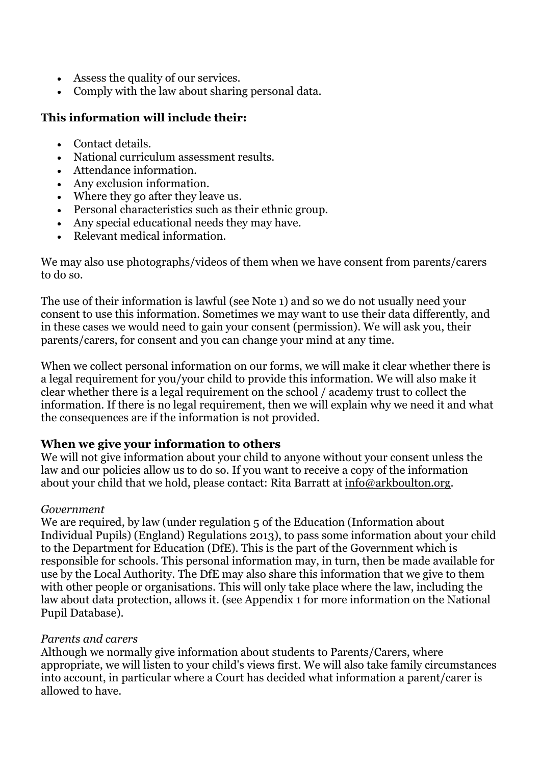- Assess the quality of our services.
- Comply with the law about sharing personal data.

**This information will include their:**

- Contact details.
- National curriculum assessment results.
- Attendance information.
- Any exclusion information.
- Where they go after they leave us.
- Personal characteristics such as their ethnic group.
- Any special educational needs they may have.
- Relevant medical information.

We may also use photographs/videos of them when we have consent from parents/carers to do so.

The use of their information is lawful (see Note 1) and so we do not usually need your consent to use this information. Sometimes we may want to use their data differently, and in these cases we would need to gain your consent (permission). We will ask you, their parents/carers, for consent and you can change your mind at any time.

When we collect personal information on our forms, we will make it clear whether there is a legal requirement for you/your child to provide this information. We will also make it clear whether there is a legal requirement on the school / academy trust to collect the information. If there is no legal requirement, then we will explain why we need it and what the consequences are if the information is not provided.

### When we give your information to others

We will not give information about your child to anyone without your consent unless the law and our policies allow us to do so. If you want to receive a copy of the information about your child that we hold, please contact: Rita Barratt at info@arkboulton.org.

*Government*

We are required, by law (under regulation 5 of the Education (Information about Individual Pupils) (England) Regulations 2013), to pass some information about your child to the Department for Education (DfE). This is the part of the Government which is responsible for schools. This personal information may, in turn, then be made available for use by the Local Authority. The DfE may also share this information that we give to them with other people or organisations. This will only take place where the law, including the law about data protection, allows it. (see Appendix 1 for more information on the National Pupil Database).

*Parents and carers*

Although we normally give information about students to Parents/Carers, where appropriate, we will listen to your child's views first. We will also take family circumstances into account, in particular where a Court has decided what information a parent/carer is allowed to have.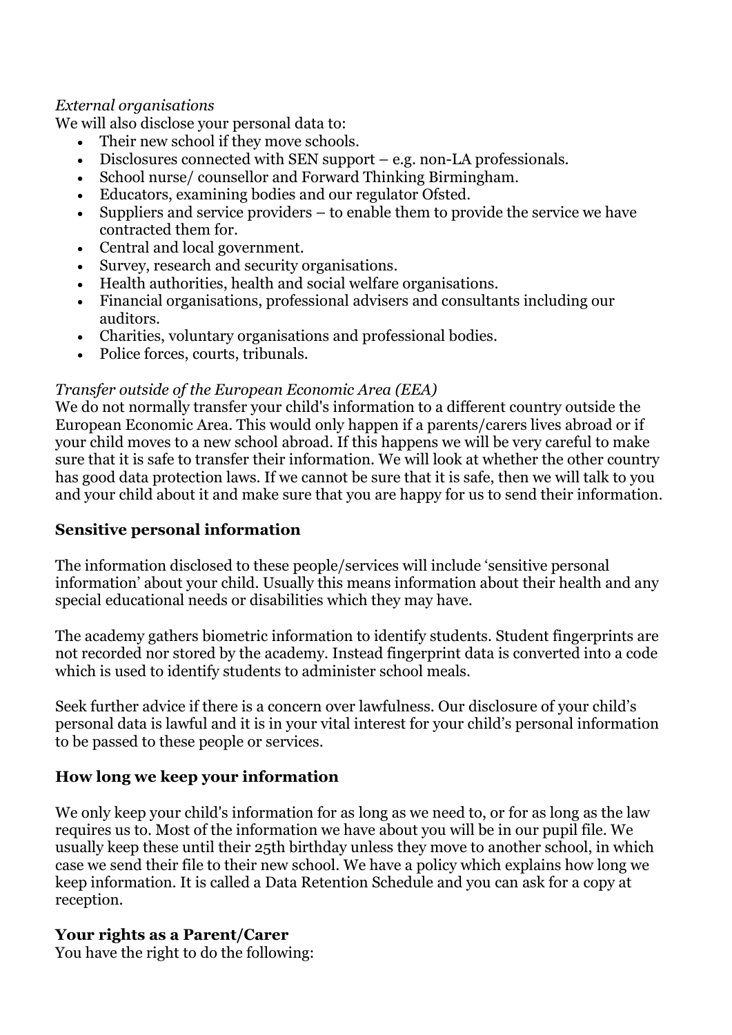*External organisations*

We will also disclose your personal data to:

- Their new school if they move schools.
- Disclosures connected with SEN support – e.g. non-LA professionals.
- School nurse/ counsellor and Forward Thinking Birmingham.
- Educators, examining bodies and our regulator Ofsted.
- Suppliers and service providers – to enable them to provide the service we have contracted them for.
- Central and local government.
- Survey, research and security organisations.
- Health authorities, health and social welfare organisations.
- Financial organisations, professional advisers and consultants including our auditors.
- Charities, voluntary organisations and professional bodies.
- Police forces, courts, tribunals.

*Transfer outside of the European Economic Area (EEA)*

We do not normally transfer your child's information to a different country outside the European Economic Area. This would only happen if a parents/carers lives abroad or if your child moves to a new school abroad. If this happens we will be very careful to make sure that it is safe to transfer their information. We will look at whether the other country has good data protection laws. If we cannot be sure that it is safe, then we will talk to you and your child about it and make sure that you are happy for us to send their information.

## Sensitive personal information

The information disclosed to these people/services will include 'sensitive personal information' about your child. Usually this means information about their health and any special educational needs or disabilities which they may have.

The academy gathers biometric information to identify students. Student fingerprints are not recorded nor stored by the academy. Instead fingerprint data is converted into a code which is used to identify students to administer school meals.

Seek further advice if there is a concern over lawfulness. Our disclosure of your child's personal data is lawful and it is in your vital interest for your child's personal information to be passed to these people or services.

## How long we keep your information

We only keep your child's information for as long as we need to, or for as long as the law requires us to. Most of the information we have about you will be in our pupil file. We usually keep these until their 25th birthday unless they move to another school, in which case we send their file to their new school. We have a policy which explains how long we keep information. It is called a Data Retention Schedule and you can ask for a copy at reception.

## Your rights as a Parent/Carer

You have the right to do the following: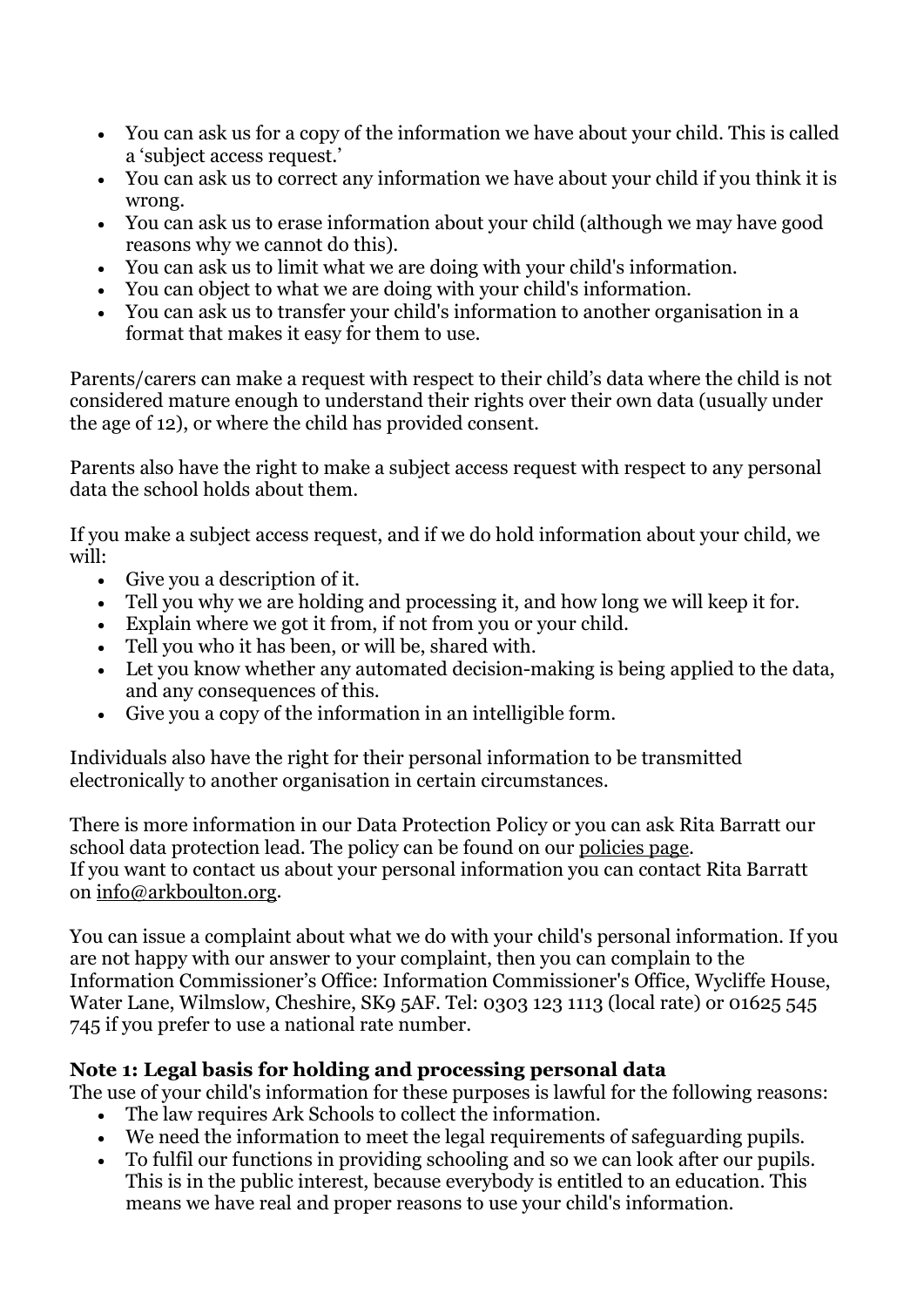- You can ask us for a copy of the information we have about your child. This is called a 'subject access request.'
- You can ask us to correct any information we have about your child if you think it is wrong.
- You can ask us to erase information about your child (although we may have good reasons why we cannot do this).
- You can ask us to limit what we are doing with your child's information.
- You can object to what we are doing with your child's information.
- You can ask us to transfer your child's information to another organisation in a format that makes it easy for them to use.

Parents/carers can make a request with respect to their child's data where the child is not considered mature enough to understand their rights over their own data (usually under the age of 12), or where the child has provided consent.

Parents also have the right to make a subject access request with respect to any personal data the school holds about them.

If you make a subject access request, and if we do hold information about your child, we will:

- Give you a description of it.
- Tell you why we are holding and processing it, and how long we will keep it for.
- Explain where we got it from, if not from you or your child.
- Tell you who it has been, or will be, shared with.
- Let you know whether any automated decision-making is being applied to the data, and any consequences of this.
- Give you a copy of the information in an intelligible form.

Individuals also have the right for their personal information to be transmitted electronically to another organisation in certain circumstances.

There is more information in our Data Protection Policy or you can ask Rita Barratt our school data protection lead. The policy can be found on our policies page.
If you want to contact us about your personal information you can contact Rita Barratt on info@arkboulton.org.

You can issue a complaint about what we do with your child's personal information. If you are not happy with our answer to your complaint, then you can complain to the Information Commissioner's Office: Information Commissioner's Office, Wycliffe House, Water Lane, Wilmslow, Cheshire, SK9 5AF. Tel: 0303 123 1113 (local rate) or 01625 545 745 if you prefer to use a national rate number.

**Note 1: Legal basis for holding and processing personal data**

The use of your child's information for these purposes is lawful for the following reasons:

- The law requires Ark Schools to collect the information.
- We need the information to meet the legal requirements of safeguarding pupils.
- To fulfil our functions in providing schooling and so we can look after our pupils. This is in the public interest, because everybody is entitled to an education. This means we have real and proper reasons to use your child's information.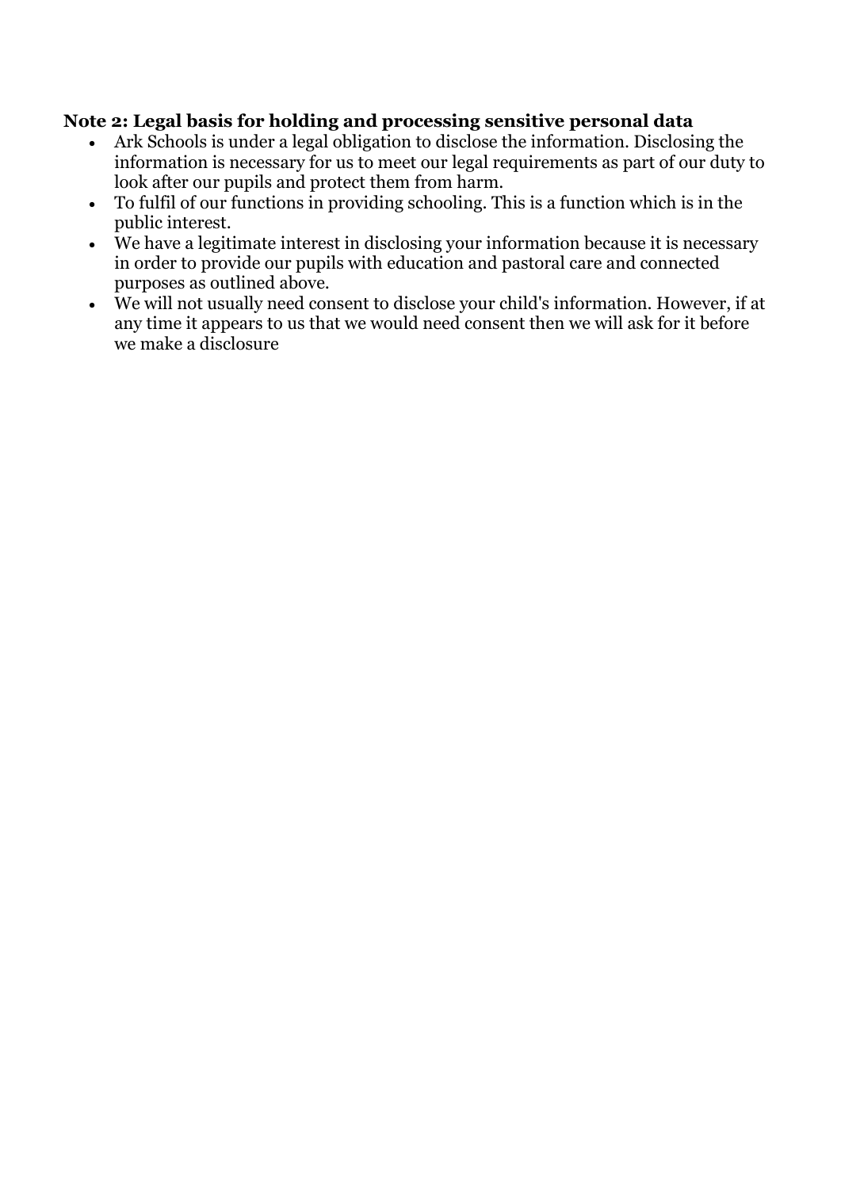**Note 2: Legal basis for holding and processing sensitive personal data**

- Ark Schools is under a legal obligation to disclose the information. Disclosing the information is necessary for us to meet our legal requirements as part of our duty to look after our pupils and protect them from harm.
- To fulfil of our functions in providing schooling. This is a function which is in the public interest.
- We have a legitimate interest in disclosing your information because it is necessary in order to provide our pupils with education and pastoral care and connected purposes as outlined above.
- We will not usually need consent to disclose your child's information. However, if at any time it appears to us that we would need consent then we will ask for it before we make a disclosure